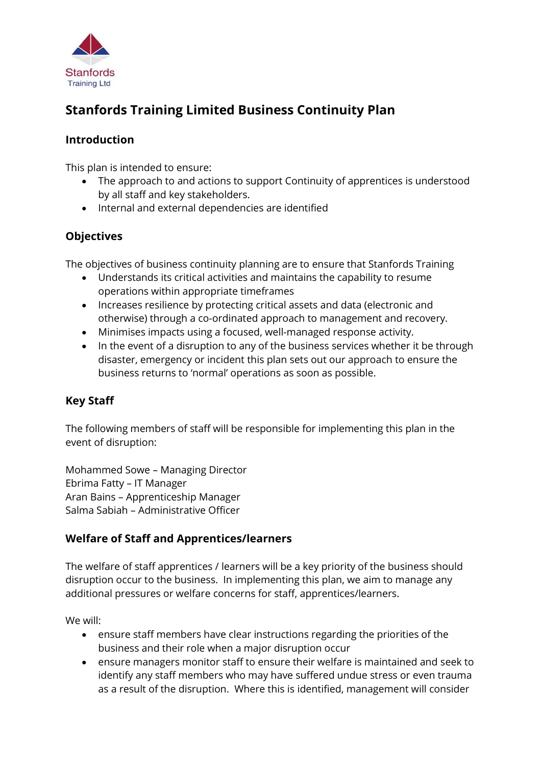Stanfords
Training Ltd

# Stanfords Training Limited Business Continuity Plan

## Introduction

This plan is intended to ensure:

- The approach to and actions to support Continuity of apprentices is understood by all staff and key stakeholders.
- Internal and external dependencies are identified

## Objectives

The objectives of business continuity planning are to ensure that Stanfords Training

- Understands its critical activities and maintains the capability to resume operations within appropriate timeframes
- Increases resilience by protecting critical assets and data (electronic and otherwise) through a co-ordinated approach to management and recovery.
- Minimises impacts using a focused, well-managed response activity.
- In the event of a disruption to any of the business services whether it be through disaster, emergency or incident this plan sets out our approach to ensure the business returns to 'normal' operations as soon as possible.

## Key Staff

The following members of staff will be responsible for implementing this plan in the event of disruption:

Mohammed Sowe – Managing Director
Ebrima Fatty – IT Manager
Aran Bains – Apprenticeship Manager
Salma Sabiah – Administrative Officer

## Welfare of Staff and Apprentices/learners

The welfare of staff apprentices / learners will be a key priority of the business should disruption occur to the business. In implementing this plan, we aim to manage any additional pressures or welfare concerns for staff, apprentices/learners.

We will:

- ensure staff members have clear instructions regarding the priorities of the business and their role when a major disruption occur
- ensure managers monitor staff to ensure their welfare is maintained and seek to identify any staff members who may have suffered undue stress or even trauma as a result of the disruption. Where this is identified, management will consider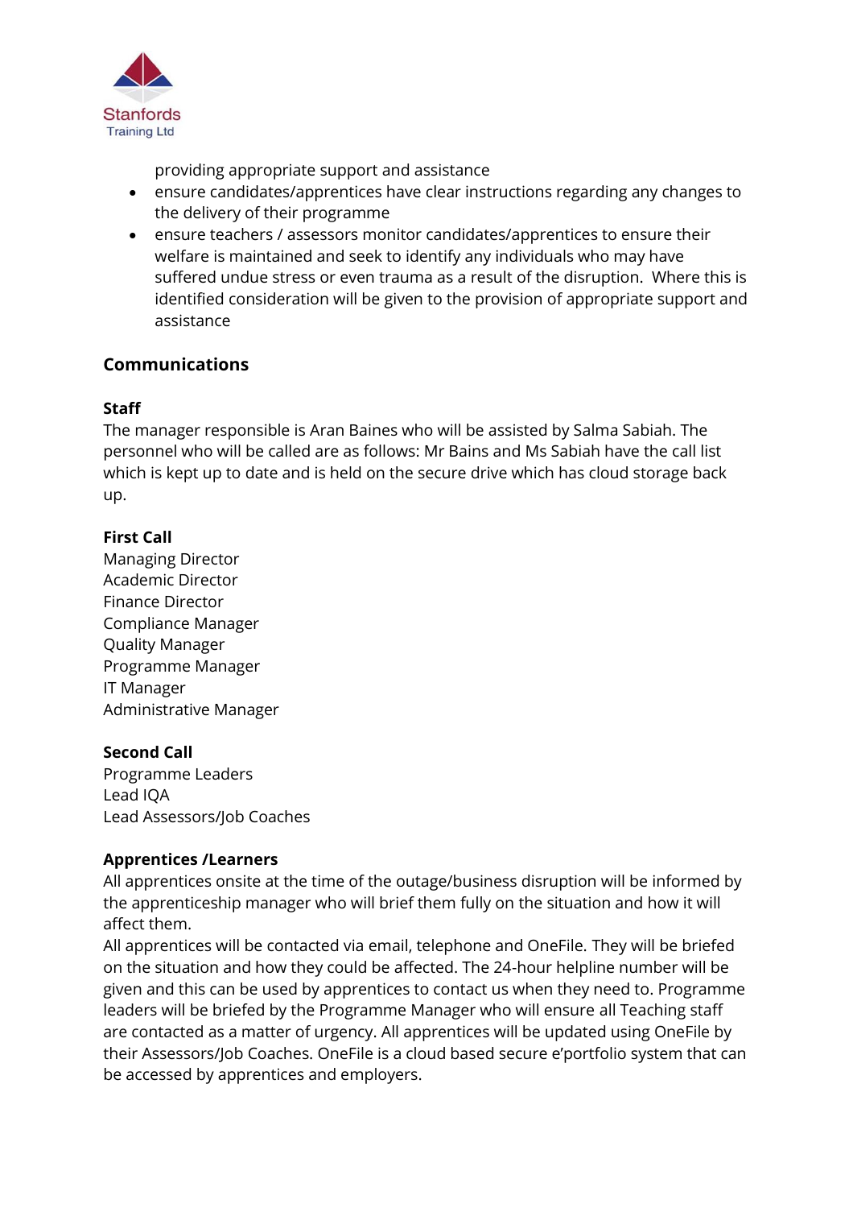providing appropriate support and assistance

- ensure candidates/apprentices have clear instructions regarding any changes to the delivery of their programme
- ensure teachers / assessors monitor candidates/apprentices to ensure their welfare is maintained and seek to identify any individuals who may have suffered undue stress or even trauma as a result of the disruption. Where this is identified consideration will be given to the provision of appropriate support and assistance

## Communications

### Staff

The manager responsible is Aran Baines who will be assisted by Salma Sabiah. The personnel who will be called are as follows: Mr Bains and Ms Sabiah have the call list which is kept up to date and is held on the secure drive which has cloud storage back up.

### First Call

Managing Director
Academic Director
Finance Director
Compliance Manager
Quality Manager
Programme Manager
IT Manager
Administrative Manager

### Second Call

Programme Leaders
Lead IQA
Lead Assessors/Job Coaches

### Apprentices /Learners

All apprentices onsite at the time of the outage/business disruption will be informed by the apprenticeship manager who will brief them fully on the situation and how it will affect them.

All apprentices will be contacted via email, telephone and OneFile. They will be briefed on the situation and how they could be affected. The 24-hour helpline number will be given and this can be used by apprentices to contact us when they need to. Programme leaders will be briefed by the Programme Manager who will ensure all Teaching staff are contacted as a matter of urgency. All apprentices will be updated using OneFile by their Assessors/Job Coaches. OneFile is a cloud based secure e'portfolio system that can be accessed by apprentices and employers.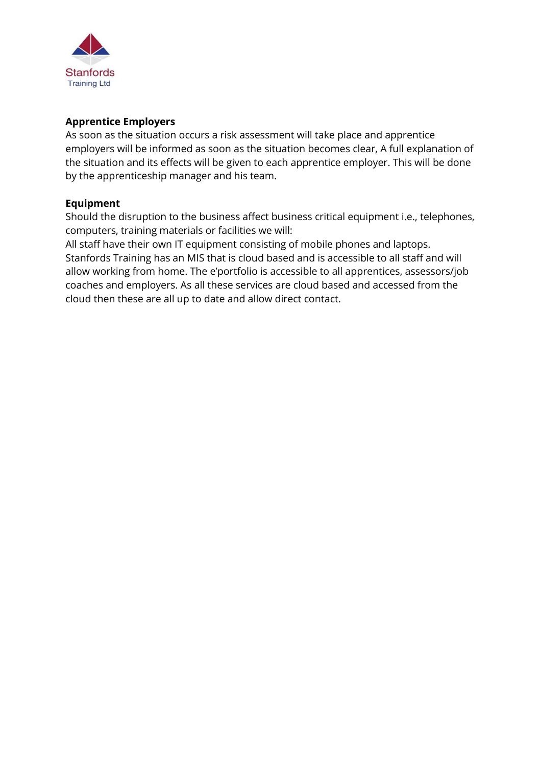**Apprentice Employers**

As soon as the situation occurs a risk assessment will take place and apprentice employers will be informed as soon as the situation becomes clear, A full explanation of the situation and its effects will be given to each apprentice employer. This will be done by the apprenticeship manager and his team.

**Equipment**

Should the disruption to the business affect business critical equipment i.e., telephones, computers, training materials or facilities we will:

All staff have their own IT equipment consisting of mobile phones and laptops. Stanfords Training has an MIS that is cloud based and is accessible to all staff and will allow working from home. The e'portfolio is accessible to all apprentices, assessors/job coaches and employers. As all these services are cloud based and accessed from the cloud then these are all up to date and allow direct contact.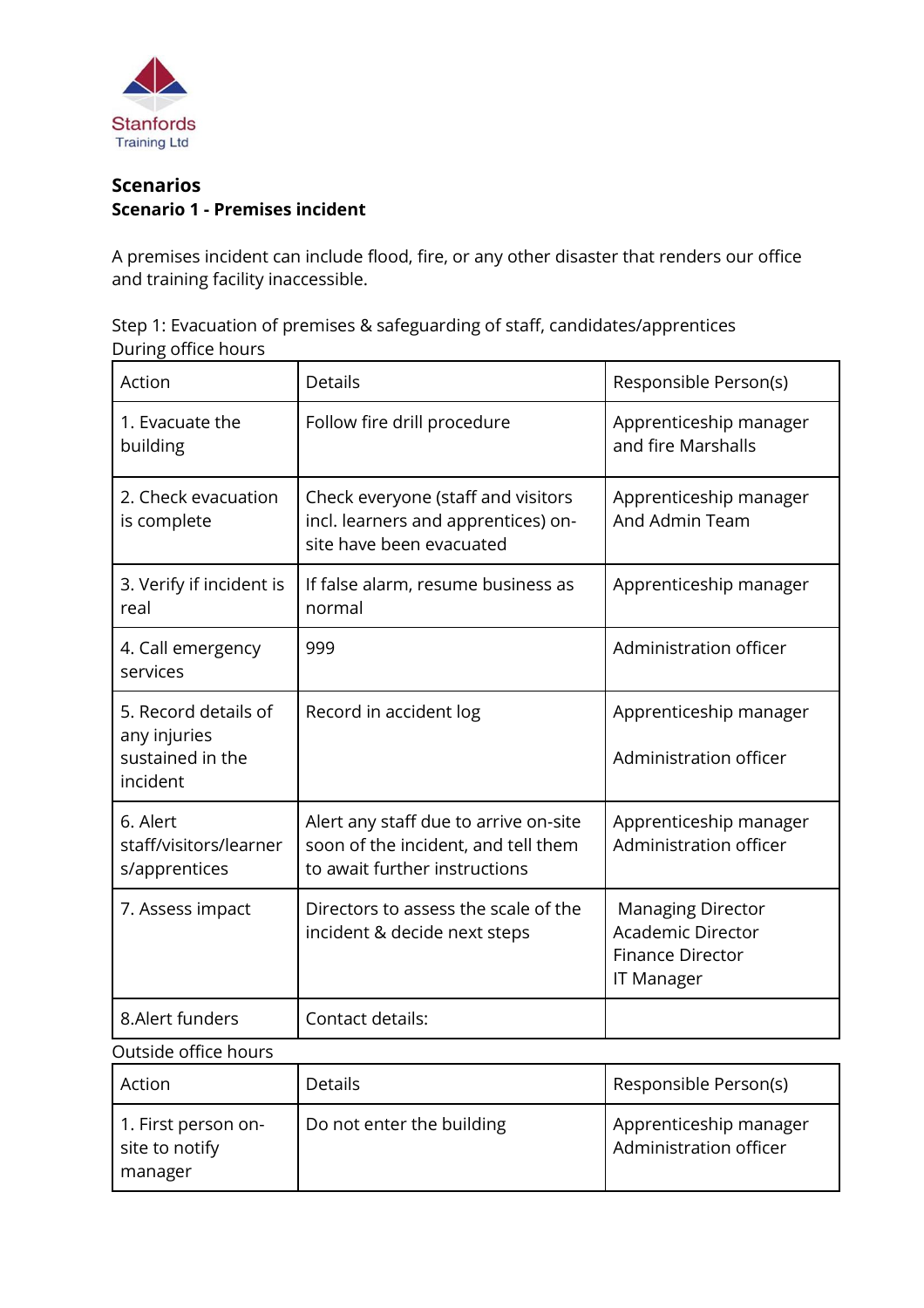Stanfords
Training Ltd

## Scenarios

### Scenario 1 - Premises incident

A premises incident can include flood, fire, or any other disaster that renders our office and training facility inaccessible.

Step 1: Evacuation of premises & safeguarding of staff, candidates/apprentices

During office hours

| Action | Details | Responsible Person(s) |
|---|---|---|
| 1. Evacuate the building | Follow fire drill procedure | Apprenticeship manager and fire Marshalls |
| 2. Check evacuation is complete | Check everyone (staff and visitors incl. learners and apprentices) on-site have been evacuated | Apprenticeship manager And Admin Team |
| 3. Verify if incident is real | If false alarm, resume business as normal | Apprenticeship manager |
| 4. Call emergency services | 999 | Administration officer |
| 5. Record details of any injuries sustained in the incident | Record in accident log | Apprenticeship manager<br><br>Administration officer |
| 6. Alert staff/visitors/learners/apprentices | Alert any staff due to arrive on-site soon of the incident, and tell them to await further instructions | Apprenticeship manager<br>Administration officer |
| 7. Assess impact | Directors to assess the scale of the incident & decide next steps | Managing Director<br>Academic Director<br>Finance Director<br>IT Manager |
| 8.Alert funders | Contact details: | |

Outside office hours

| Action | Details | Responsible Person(s) |
|---|---|---|
| 1. First person on-site to notify manager | Do not enter the building | Apprenticeship manager<br>Administration officer |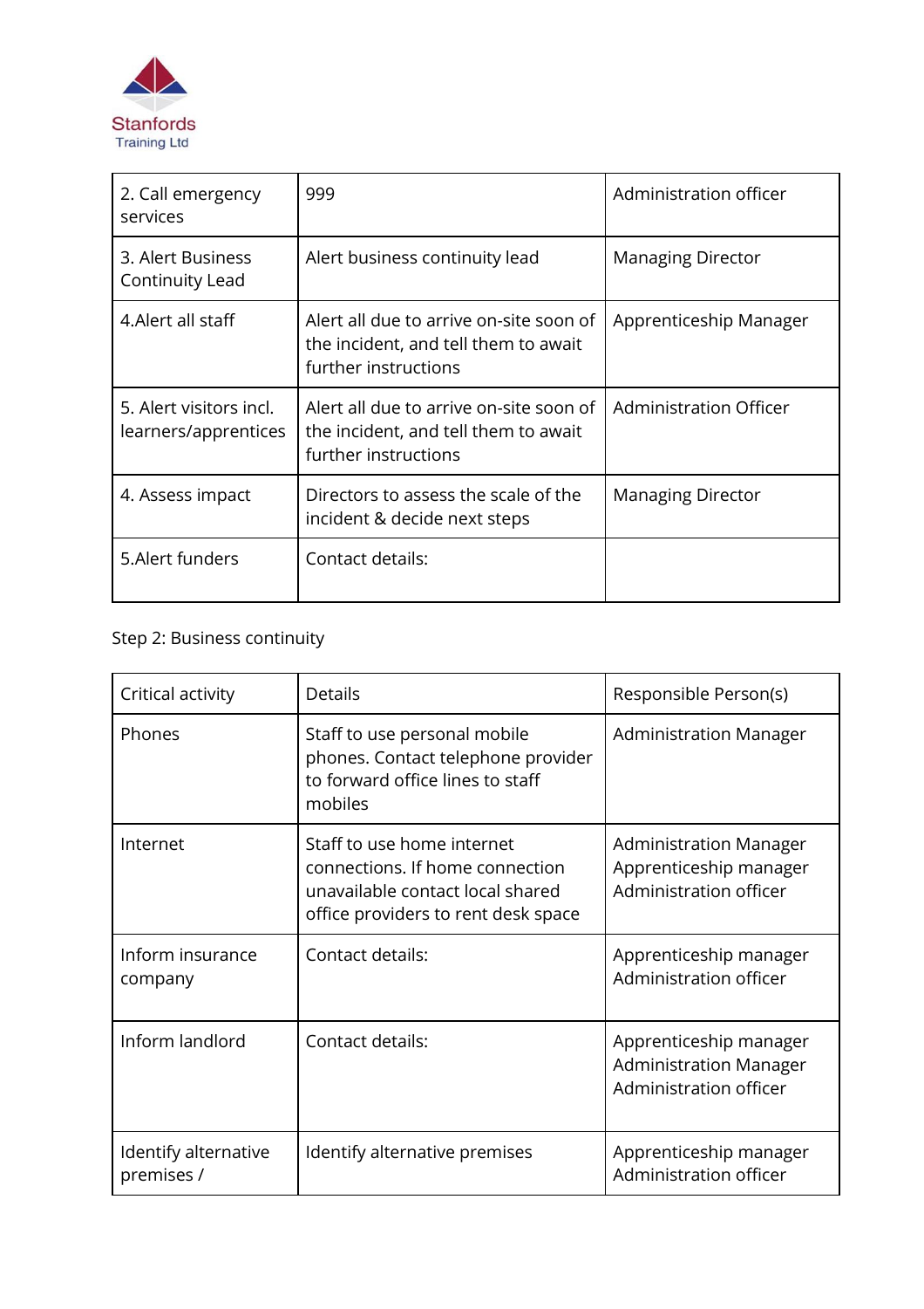| 2. Call emergency services | 999 | Administration officer |
|---|---|---|
| 3. Alert Business Continuity Lead | Alert business continuity lead | Managing Director |
| 4.Alert all staff | Alert all due to arrive on-site soon of the incident, and tell them to await further instructions | Apprenticeship Manager |
| 5. Alert visitors incl. learners/apprentices | Alert all due to arrive on-site soon of the incident, and tell them to await further instructions | Administration Officer |
| 4. Assess impact | Directors to assess the scale of the incident & decide next steps | Managing Director |
| 5.Alert funders | Contact details: | |

Step 2: Business continuity

| Critical activity | Details | Responsible Person(s) |
|---|---|---|
| Phones | Staff to use personal mobile phones. Contact telephone provider to forward office lines to staff mobiles | Administration Manager |
| Internet | Staff to use home internet connections. If home connection unavailable contact local shared office providers to rent desk space | Administration Manager<br>Apprenticeship manager<br>Administration officer |
| Inform insurance company | Contact details: | Apprenticeship manager<br>Administration officer |
| Inform landlord | Contact details: | Apprenticeship manager<br>Administration Manager<br>Administration officer |
| Identify alternative premises / | Identify alternative premises | Apprenticeship manager<br>Administration officer |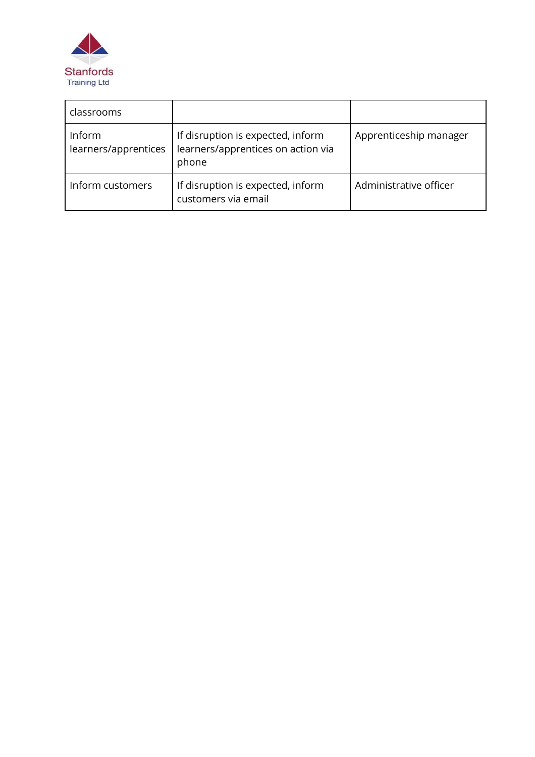| classrooms | | |
|---|---|---|
| Inform learners/apprentices | If disruption is expected, inform learners/apprentices on action via phone | Apprenticeship manager |
| Inform customers | If disruption is expected, inform customers via email | Administrative officer |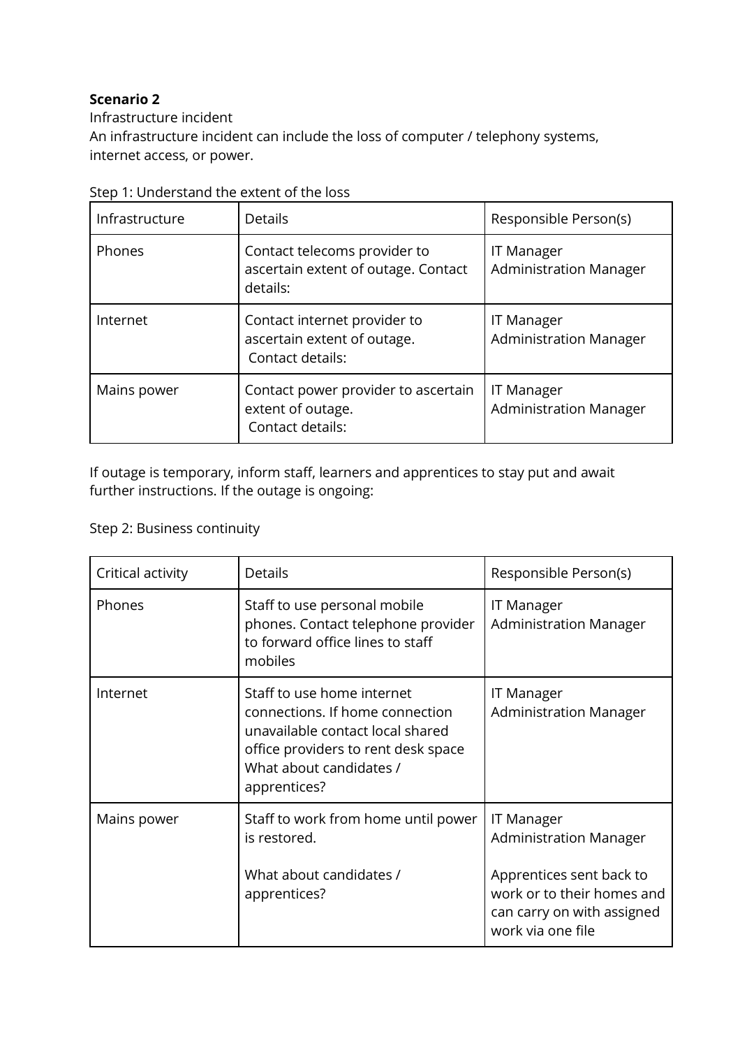**Scenario 2**

Infrastructure incident

An infrastructure incident can include the loss of computer / telephony systems, internet access, or power.

Step 1: Understand the extent of the loss

| Infrastructure | Details | Responsible Person(s) |
|---|---|---|
| Phones | Contact telecoms provider to ascertain extent of outage. Contact details: | IT Manager<br>Administration Manager |
| Internet | Contact internet provider to ascertain extent of outage.<br>Contact details: | IT Manager<br>Administration Manager |
| Mains power | Contact power provider to ascertain extent of outage.<br>Contact details: | IT Manager<br>Administration Manager |

If outage is temporary, inform staff, learners and apprentices to stay put and await further instructions. If the outage is ongoing:

Step 2: Business continuity

| Critical activity | Details | Responsible Person(s) |
|---|---|---|
| Phones | Staff to use personal mobile phones. Contact telephone provider to forward office lines to staff mobiles | IT Manager<br>Administration Manager |
| Internet | Staff to use home internet connections. If home connection unavailable contact local shared office providers to rent desk space What about candidates / apprentices? | IT Manager<br>Administration Manager |
| Mains power | Staff to work from home until power is restored.<br><br>What about candidates / apprentices? | IT Manager<br>Administration Manager<br><br>Apprentices sent back to work or to their homes and can carry on with assigned work via one file |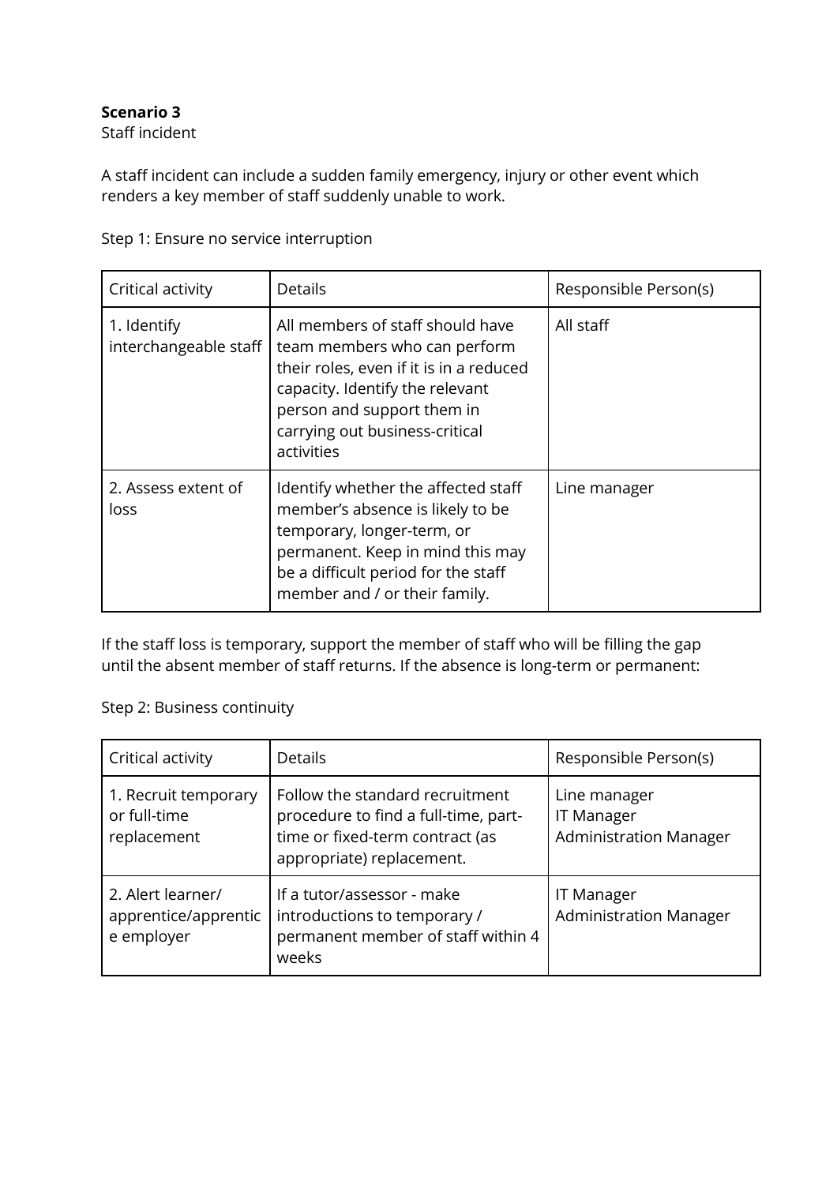**Scenario 3**
Staff incident

A staff incident can include a sudden family emergency, injury or other event which renders a key member of staff suddenly unable to work.

Step 1: Ensure no service interruption

| Critical activity | Details | Responsible Person(s) |
|---|---|---|
| 1. Identify interchangeable staff | All members of staff should have team members who can perform their roles, even if it is in a reduced capacity. Identify the relevant person and support them in carrying out business-critical activities | All staff |
| 2. Assess extent of loss | Identify whether the affected staff member's absence is likely to be temporary, longer-term, or permanent. Keep in mind this may be a difficult period for the staff member and / or their family. | Line manager |

If the staff loss is temporary, support the member of staff who will be filling the gap until the absent member of staff returns. If the absence is long-term or permanent:

Step 2: Business continuity

| Critical activity | Details | Responsible Person(s) |
|---|---|---|
| 1. Recruit temporary or full-time replacement | Follow the standard recruitment procedure to find a full-time, part-time or fixed-term contract (as appropriate) replacement. | Line manager<br>IT Manager<br>Administration Manager |
| 2. Alert learner/ apprentice/apprentice employer | If a tutor/assessor - make introductions to temporary / permanent member of staff within 4 weeks | IT Manager<br>Administration Manager |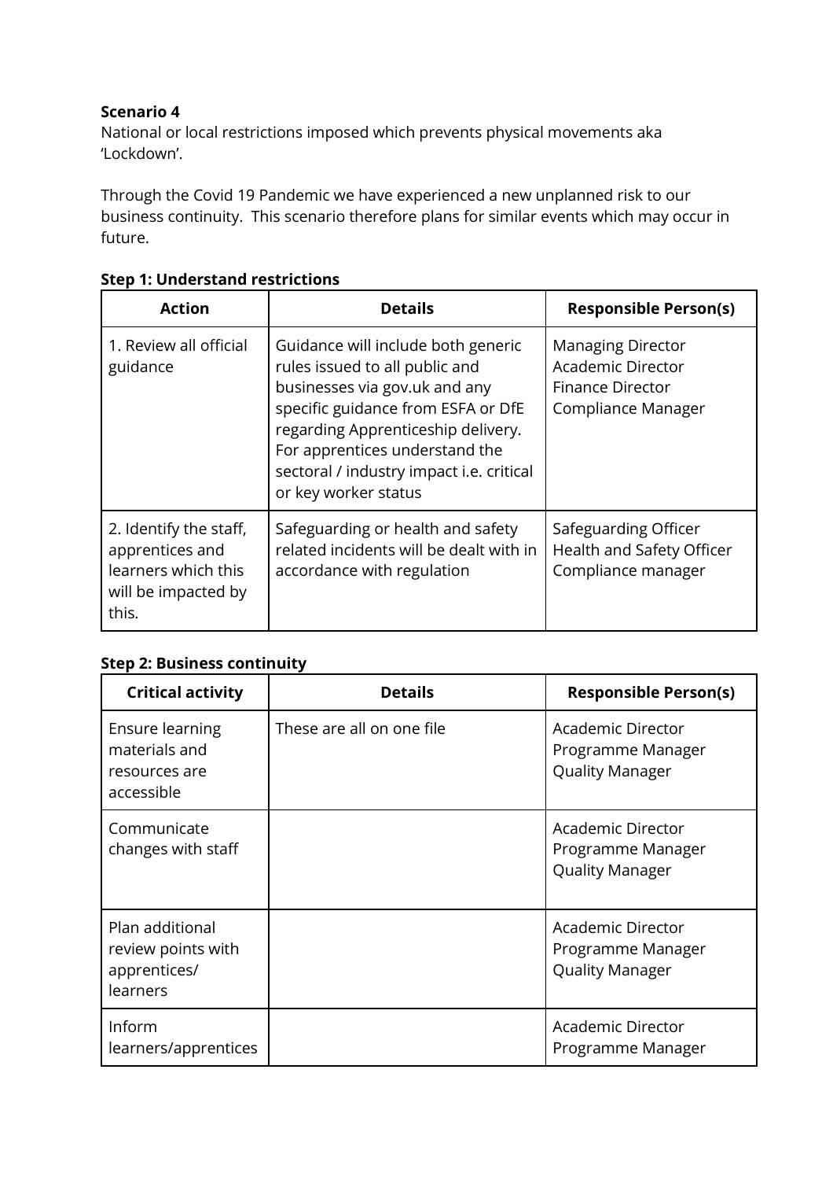**Scenario 4**

National or local restrictions imposed which prevents physical movements aka 'Lockdown'.

Through the Covid 19 Pandemic we have experienced a new unplanned risk to our business continuity. This scenario therefore plans for similar events which may occur in future.

**Step 1: Understand restrictions**

| Action | Details | Responsible Person(s) |
| --- | --- | --- |
| 1. Review all official guidance | Guidance will include both generic rules issued to all public and businesses via gov.uk and any specific guidance from ESFA or DfE regarding Apprenticeship delivery. For apprentices understand the sectoral / industry impact i.e. critical or key worker status | Managing Director<br>Academic Director<br>Finance Director<br>Compliance Manager |
| 2. Identify the staff, apprentices and learners which this will be impacted by this. | Safeguarding or health and safety related incidents will be dealt with in accordance with regulation | Safeguarding Officer<br>Health and Safety Officer<br>Compliance manager |

**Step 2: Business continuity**

| Critical activity | Details | Responsible Person(s) |
| --- | --- | --- |
| Ensure learning materials and resources are accessible | These are all on one file | Academic Director<br>Programme Manager<br>Quality Manager |
| Communicate changes with staff | | Academic Director<br>Programme Manager<br>Quality Manager |
| Plan additional review points with apprentices/ learners | | Academic Director<br>Programme Manager<br>Quality Manager |
| Inform learners/apprentices | | Academic Director<br>Programme Manager |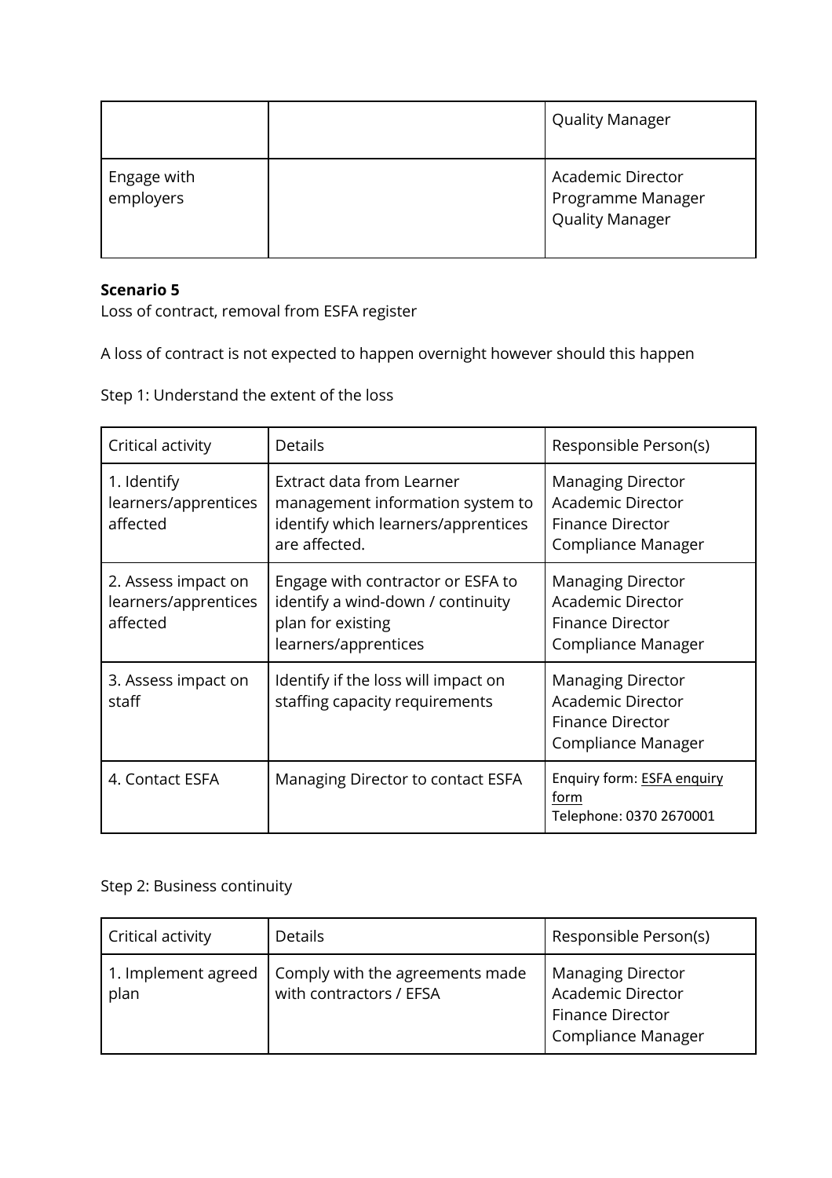| | | Quality Manager |
|---|---|---|
| Engage with employers | | Academic Director<br>Programme Manager<br>Quality Manager |

**Scenario 5**

Loss of contract, removal from ESFA register

A loss of contract is not expected to happen overnight however should this happen

Step 1: Understand the extent of the loss

| Critical activity | Details | Responsible Person(s) |
|---|---|---|
| 1. Identify learners/apprentices affected | Extract data from Learner management information system to identify which learners/apprentices are affected. | Managing Director<br>Academic Director<br>Finance Director<br>Compliance Manager |
| 2. Assess impact on learners/apprentices affected | Engage with contractor or ESFA to identify a wind-down / continuity plan for existing learners/apprentices | Managing Director<br>Academic Director<br>Finance Director<br>Compliance Manager |
| 3. Assess impact on staff | Identify if the loss will impact on staffing capacity requirements | Managing Director<br>Academic Director<br>Finance Director<br>Compliance Manager |
| 4. Contact ESFA | Managing Director to contact ESFA | Enquiry form: ESFA enquiry form<br>Telephone: 0370 2670001 |

Step 2: Business continuity

| Critical activity | Details | Responsible Person(s) |
|---|---|---|
| 1. Implement agreed plan | Comply with the agreements made with contractors / EFSA | Managing Director<br>Academic Director<br>Finance Director<br>Compliance Manager |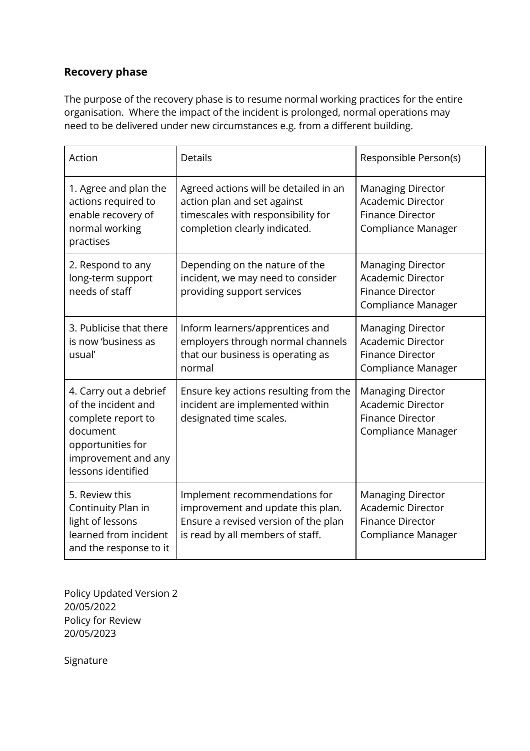### Recovery phase

The purpose of the recovery phase is to resume normal working practices for the entire organisation. Where the impact of the incident is prolonged, normal operations may need to be delivered under new circumstances e.g. from a different building.

| Action | Details | Responsible Person(s) |
|---|---|---|
| 1. Agree and plan the actions required to enable recovery of normal working practises | Agreed actions will be detailed in an action plan and set against timescales with responsibility for completion clearly indicated. | Managing Director<br>Academic Director<br>Finance Director<br>Compliance Manager |
| 2. Respond to any long-term support needs of staff | Depending on the nature of the incident, we may need to consider providing support services | Managing Director<br>Academic Director<br>Finance Director<br>Compliance Manager |
| 3. Publicise that there is now 'business as usual' | Inform learners/apprentices and employers through normal channels that our business is operating as normal | Managing Director<br>Academic Director<br>Finance Director<br>Compliance Manager |
| 4. Carry out a debrief of the incident and complete report to document opportunities for improvement and any lessons identified | Ensure key actions resulting from the incident are implemented within designated time scales. | Managing Director<br>Academic Director<br>Finance Director<br>Compliance Manager |
| 5. Review this Continuity Plan in light of lessons learned from incident and the response to it | Implement recommendations for improvement and update this plan. Ensure a revised version of the plan is read by all members of staff. | Managing Director<br>Academic Director<br>Finance Director<br>Compliance Manager |

Policy Updated Version 2
20/05/2022
Policy for Review
20/05/2023

Signature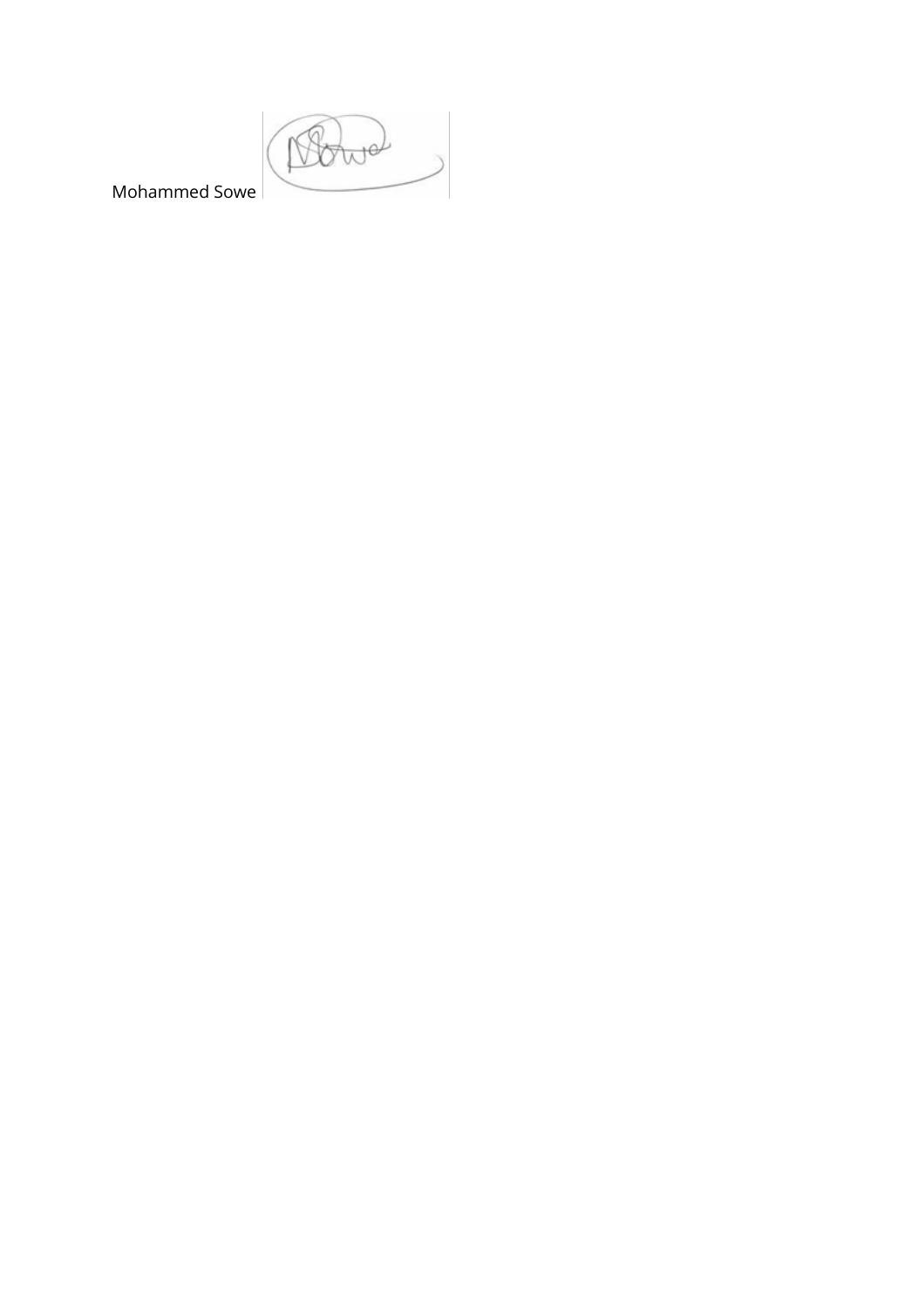Mohammed Sowe